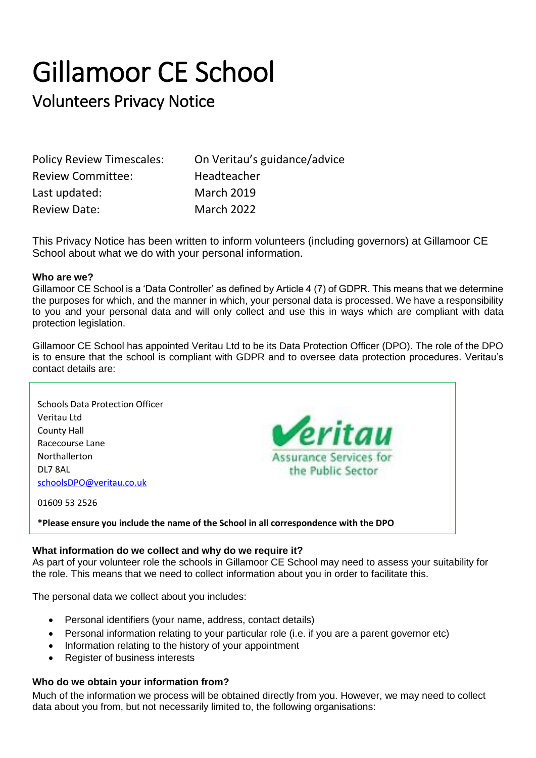# Gillamoor CE School

## Volunteers Privacy Notice

| | |
|---|---|
| Policy Review Timescales: | On Veritau's guidance/advice |
| Review Committee: | Headteacher |
| Last updated: | March 2019 |
| Review Date: | March 2022 |

This Privacy Notice has been written to inform volunteers (including governors) at Gillamoor CE School about what we do with your personal information.

**Who are we?**

Gillamoor CE School is a 'Data Controller' as defined by Article 4 (7) of GDPR. This means that we determine the purposes for which, and the manner in which, your personal data is processed. We have a responsibility to you and your personal data and will only collect and use this in ways which are compliant with data protection legislation.

Gillamoor CE School has appointed Veritau Ltd to be its Data Protection Officer (DPO). The role of the DPO is to ensure that the school is compliant with GDPR and to oversee data protection procedures. Veritau's contact details are:

Schools Data Protection Officer
Veritau Ltd
County Hall
Racecourse Lane
Northallerton
DL7 8AL
schoolsDPO@veritau.co.uk

01609 53 2526

**\*Please ensure you include the name of the School in all correspondence with the DPO**

**What information do we collect and why do we require it?**

As part of your volunteer role the schools in Gillamoor CE School may need to assess your suitability for the role. This means that we need to collect information about you in order to facilitate this.

The personal data we collect about you includes:

- Personal identifiers (your name, address, contact details)
- Personal information relating to your particular role (i.e. if you are a parent governor etc)
- Information relating to the history of your appointment
- Register of business interests

**Who do we obtain your information from?**

Much of the information we process will be obtained directly from you. However, we may need to collect data about you from, but not necessarily limited to, the following organisations: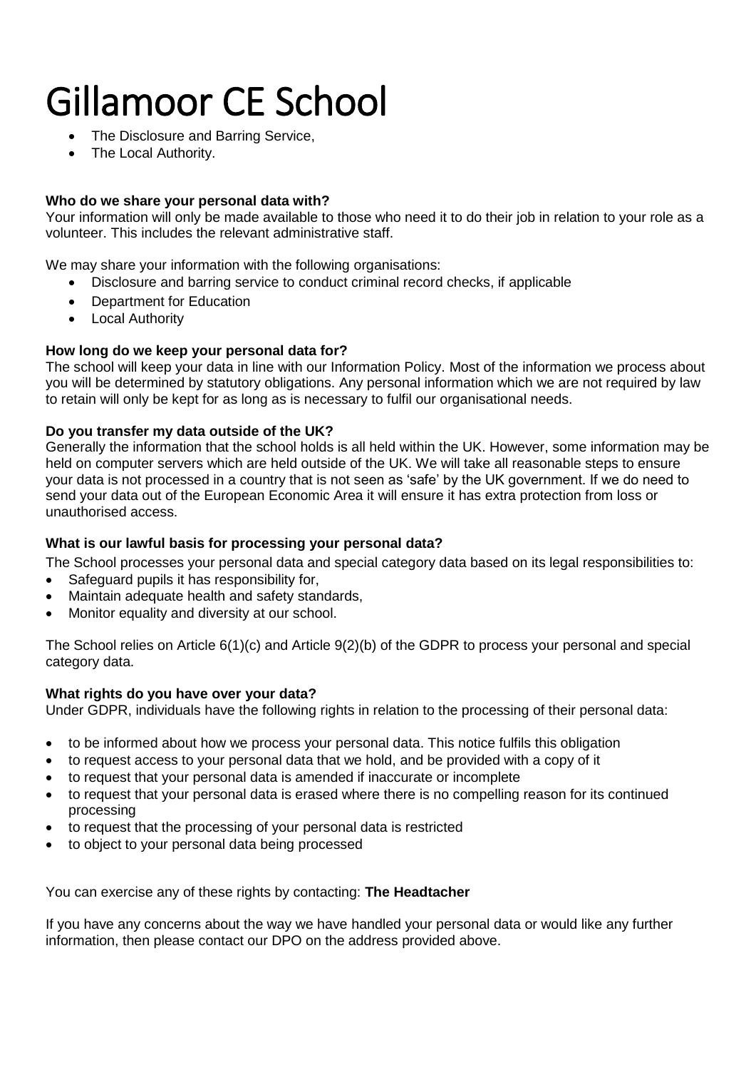# Gillamoor CE School

- The Disclosure and Barring Service,
- The Local Authority.

**Who do we share your personal data with?**
Your information will only be made available to those who need it to do their job in relation to your role as a volunteer. This includes the relevant administrative staff.

We may share your information with the following organisations:

- Disclosure and barring service to conduct criminal record checks, if applicable
- Department for Education
- Local Authority

**How long do we keep your personal data for?**
The school will keep your data in line with our Information Policy. Most of the information we process about you will be determined by statutory obligations. Any personal information which we are not required by law to retain will only be kept for as long as is necessary to fulfil our organisational needs.

**Do you transfer my data outside of the UK?**
Generally the information that the school holds is all held within the UK. However, some information may be held on computer servers which are held outside of the UK. We will take all reasonable steps to ensure your data is not processed in a country that is not seen as 'safe' by the UK government. If we do need to send your data out of the European Economic Area it will ensure it has extra protection from loss or unauthorised access.

**What is our lawful basis for processing your personal data?**
The School processes your personal data and special category data based on its legal responsibilities to:

- Safeguard pupils it has responsibility for,
- Maintain adequate health and safety standards,
- Monitor equality and diversity at our school.

The School relies on Article 6(1)(c) and Article 9(2)(b) of the GDPR to process your personal and special category data.

**What rights do you have over your data?**
Under GDPR, individuals have the following rights in relation to the processing of their personal data:

- to be informed about how we process your personal data. This notice fulfils this obligation
- to request access to your personal data that we hold, and be provided with a copy of it
- to request that your personal data is amended if inaccurate or incomplete
- to request that your personal data is erased where there is no compelling reason for its continued processing
- to request that the processing of your personal data is restricted
- to object to your personal data being processed

You can exercise any of these rights by contacting: **The Headtacher**

If you have any concerns about the way we have handled your personal data or would like any further information, then please contact our DPO on the address provided above.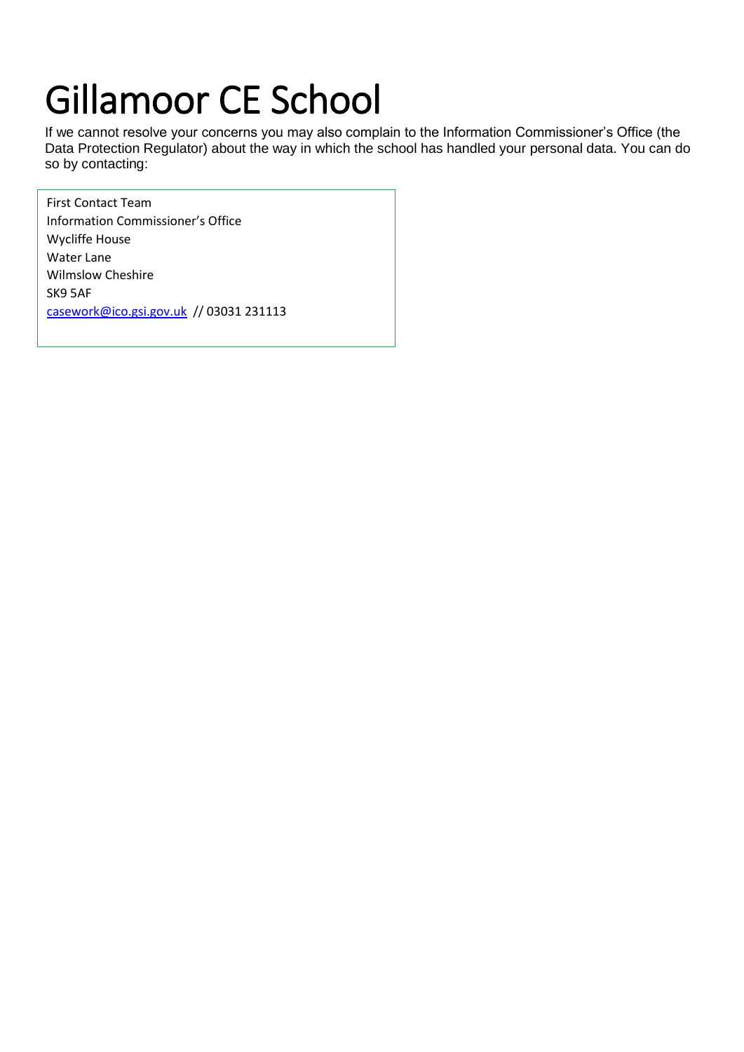# Gillamoor CE School

If we cannot resolve your concerns you may also complain to the Information Commissioner's Office (the Data Protection Regulator) about the way in which the school has handled your personal data. You can do so by contacting:

First Contact Team
Information Commissioner's Office
Wycliffe House
Water Lane
Wilmslow Cheshire
SK9 5AF
casework@ico.gsi.gov.uk // 03031 231113